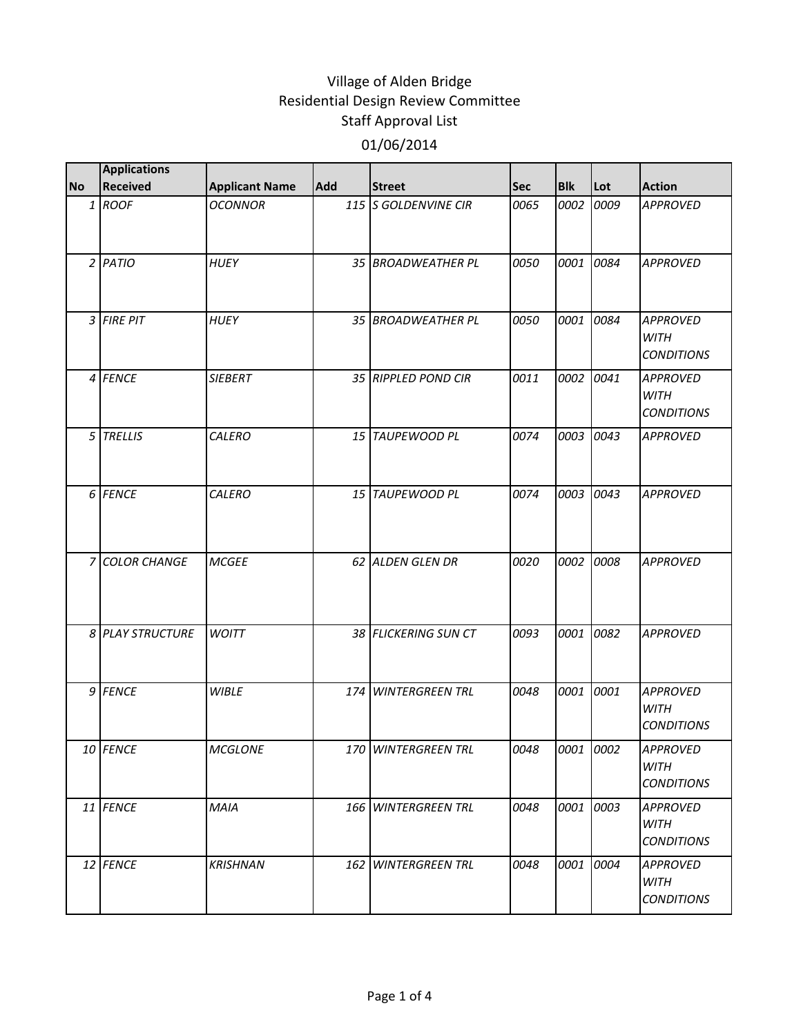# Village of Alden Bridge
## Residential Design Review Committee
### Staff Approval List
### 01/06/2014

| No | Applications Received | Applicant Name | Add | Street | Sec | Blk | Lot | Action |
|---|---|---|---|---|---|---|---|---|
| 1 | ROOF | OCONNOR | 115 | S GOLDENVINE CIR | 0065 | 0002 | 0009 | APPROVED |
| 2 | PATIO | HUEY | 35 | BROADWEATHER PL | 0050 | 0001 | 0084 | APPROVED |
| 3 | FIRE PIT | HUEY | 35 | BROADWEATHER PL | 0050 | 0001 | 0084 | APPROVED WITH CONDITIONS |
| 4 | FENCE | SIEBERT | 35 | RIPPLED POND CIR | 0011 | 0002 | 0041 | APPROVED WITH CONDITIONS |
| 5 | TRELLIS | CALERO | 15 | TAUPEWOOD PL | 0074 | 0003 | 0043 | APPROVED |
| 6 | FENCE | CALERO | 15 | TAUPEWOOD PL | 0074 | 0003 | 0043 | APPROVED |
| 7 | COLOR CHANGE | MCGEE | 62 | ALDEN GLEN DR | 0020 | 0002 | 0008 | APPROVED |
| 8 | PLAY STRUCTURE | WOITT | 38 | FLICKERING SUN CT | 0093 | 0001 | 0082 | APPROVED |
| 9 | FENCE | WIBLE | 174 | WINTERGREEN TRL | 0048 | 0001 | 0001 | APPROVED WITH CONDITIONS |
| 10 | FENCE | MCGLONE | 170 | WINTERGREEN TRL | 0048 | 0001 | 0002 | APPROVED WITH CONDITIONS |
| 11 | FENCE | MAIA | 166 | WINTERGREEN TRL | 0048 | 0001 | 0003 | APPROVED WITH CONDITIONS |
| 12 | FENCE | KRISHNAN | 162 | WINTERGREEN TRL | 0048 | 0001 | 0004 | APPROVED WITH CONDITIONS |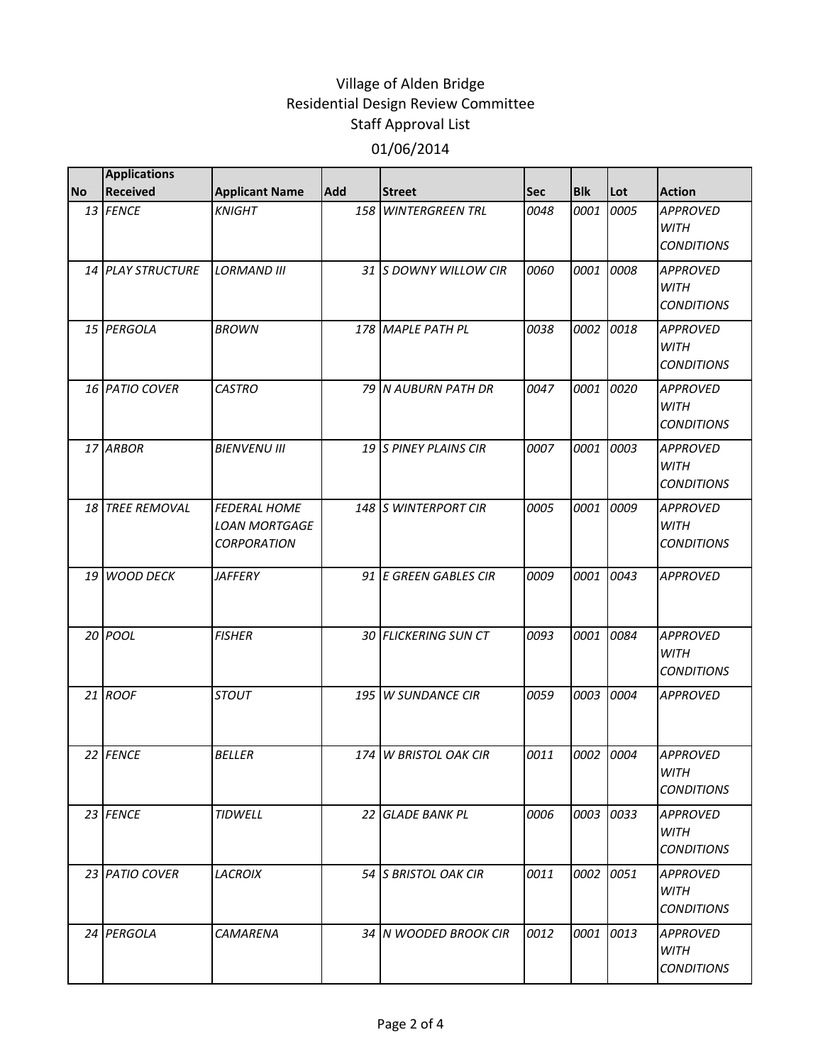# Village of Alden Bridge
## Residential Design Review Committee
## Staff Approval List
## 01/06/2014

| No | Applications Received | Applicant Name | Add | Street | Sec | Blk | Lot | Action |
|---|---|---|---|---|---|---|---|---|
| 13 | *FENCE* | *KNIGHT* | 158 | *WINTERGREEN TRL* | 0048 | 0001 | 0005 | *APPROVED WITH CONDITIONS* |
| 14 | *PLAY STRUCTURE* | *LORMAND III* | 31 | *S DOWNY WILLOW CIR* | 0060 | 0001 | 0008 | *APPROVED WITH CONDITIONS* |
| 15 | *PERGOLA* | *BROWN* | 178 | *MAPLE PATH PL* | 0038 | 0002 | 0018 | *APPROVED WITH CONDITIONS* |
| 16 | *PATIO COVER* | *CASTRO* | 79 | *N AUBURN PATH DR* | 0047 | 0001 | 0020 | *APPROVED WITH CONDITIONS* |
| 17 | *ARBOR* | *BIENVENU III* | 19 | *S PINEY PLAINS CIR* | 0007 | 0001 | 0003 | *APPROVED WITH CONDITIONS* |
| 18 | *TREE REMOVAL* | *FEDERAL HOME LOAN MORTGAGE CORPORATION* | 148 | *S WINTERPORT CIR* | 0005 | 0001 | 0009 | *APPROVED WITH CONDITIONS* |
| 19 | *WOOD DECK* | *JAFFERY* | 91 | *E GREEN GABLES CIR* | 0009 | 0001 | 0043 | *APPROVED* |
| 20 | *POOL* | *FISHER* | 30 | *FLICKERING SUN CT* | 0093 | 0001 | 0084 | *APPROVED WITH CONDITIONS* |
| 21 | *ROOF* | *STOUT* | 195 | *W SUNDANCE CIR* | 0059 | 0003 | 0004 | *APPROVED* |
| 22 | *FENCE* | *BELLER* | 174 | *W BRISTOL OAK CIR* | 0011 | 0002 | 0004 | *APPROVED WITH CONDITIONS* |
| 23 | *FENCE* | *TIDWELL* | 22 | *GLADE BANK PL* | 0006 | 0003 | 0033 | *APPROVED WITH CONDITIONS* |
| 23 | *PATIO COVER* | *LACROIX* | 54 | *S BRISTOL OAK CIR* | 0011 | 0002 | 0051 | *APPROVED WITH CONDITIONS* |
| 24 | *PERGOLA* | *CAMARENA* | 34 | *N WOODED BROOK CIR* | 0012 | 0001 | 0013 | *APPROVED WITH CONDITIONS* |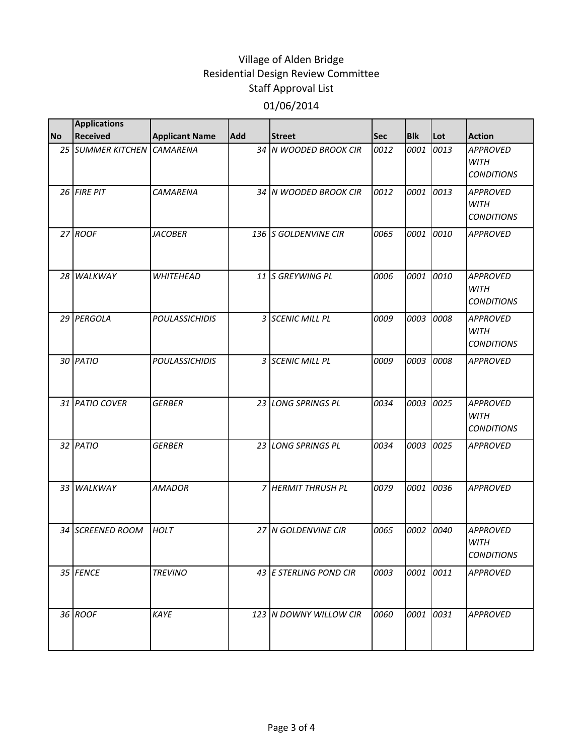Village of Alden Bridge
Residential Design Review Committee
Staff Approval List

01/06/2014

| No | Applications Received | Applicant Name | Add | Street | Sec | Blk | Lot | Action |
|---|---|---|---|---|---|---|---|---|
| 25 | SUMMER KITCHEN | CAMARENA | 34 | N WOODED BROOK CIR | 0012 | 0001 | 0013 | APPROVED WITH CONDITIONS |
| 26 | FIRE PIT | CAMARENA | 34 | N WOODED BROOK CIR | 0012 | 0001 | 0013 | APPROVED WITH CONDITIONS |
| 27 | ROOF | JACOBER | 136 | S GOLDENVINE CIR | 0065 | 0001 | 0010 | APPROVED |
| 28 | WALKWAY | WHITEHEAD | 11 | S GREYWING PL | 0006 | 0001 | 0010 | APPROVED WITH CONDITIONS |
| 29 | PERGOLA | POULASSICHIDIS | 3 | SCENIC MILL PL | 0009 | 0003 | 0008 | APPROVED WITH CONDITIONS |
| 30 | PATIO | POULASSICHIDIS | 3 | SCENIC MILL PL | 0009 | 0003 | 0008 | APPROVED |
| 31 | PATIO COVER | GERBER | 23 | LONG SPRINGS PL | 0034 | 0003 | 0025 | APPROVED WITH CONDITIONS |
| 32 | PATIO | GERBER | 23 | LONG SPRINGS PL | 0034 | 0003 | 0025 | APPROVED |
| 33 | WALKWAY | AMADOR | 7 | HERMIT THRUSH PL | 0079 | 0001 | 0036 | APPROVED |
| 34 | SCREENED ROOM | HOLT | 27 | N GOLDENVINE CIR | 0065 | 0002 | 0040 | APPROVED WITH CONDITIONS |
| 35 | FENCE | TREVINO | 43 | E STERLING POND CIR | 0003 | 0001 | 0011 | APPROVED |
| 36 | ROOF | KAYE | 123 | N DOWNY WILLOW CIR | 0060 | 0001 | 0031 | APPROVED |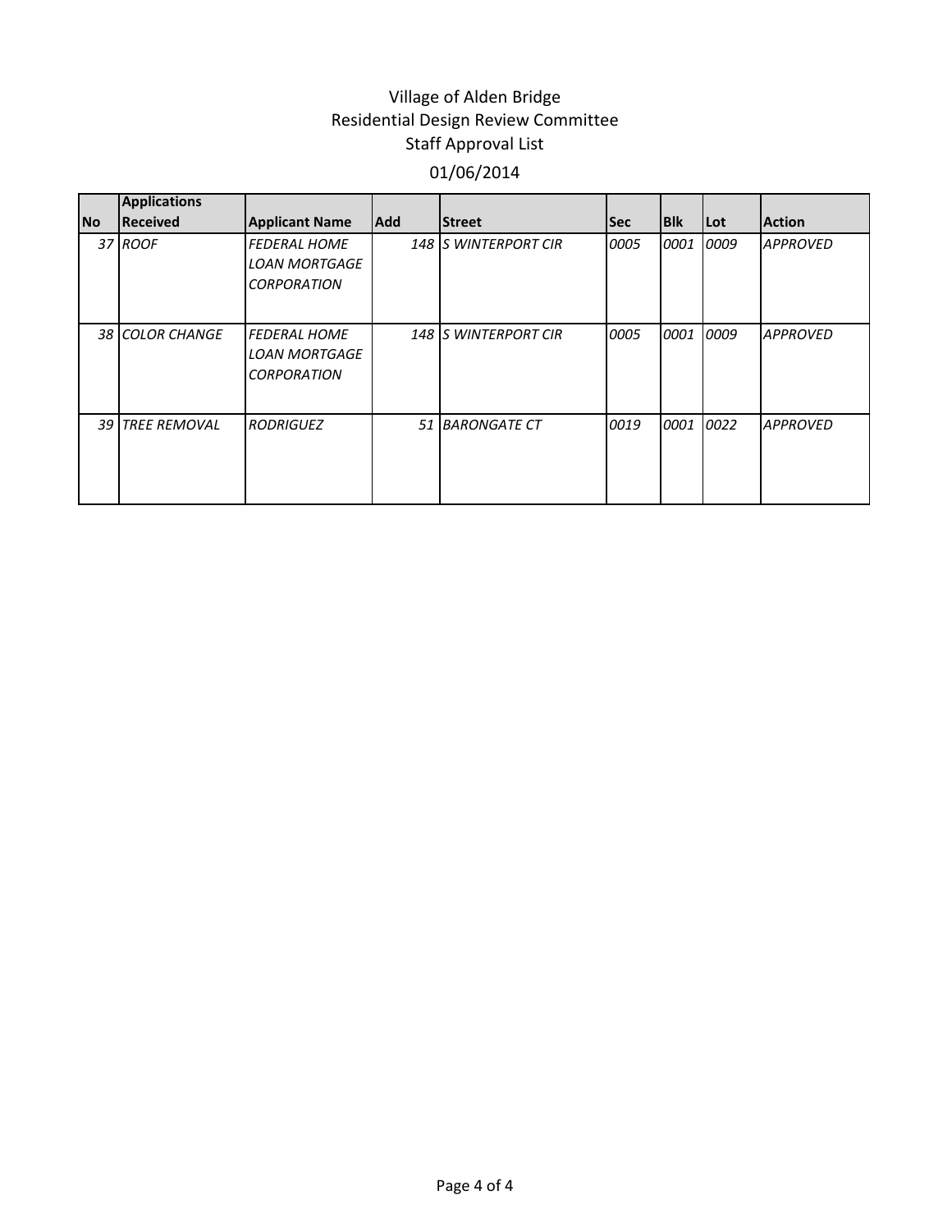# Village of Alden Bridge
## Residential Design Review Committee
## Staff Approval List
## 01/06/2014

| No | Applications Received | Applicant Name | Add | Street | Sec | Blk | Lot | Action |
|---|---|---|---|---|---|---|---|---|
| 37 | *ROOF* | *FEDERAL HOME LOAN MORTGAGE CORPORATION* | 148 | *S WINTERPORT CIR* | *0005* | *0001* | *0009* | *APPROVED* |
| 38 | *COLOR CHANGE* | *FEDERAL HOME LOAN MORTGAGE CORPORATION* | 148 | *S WINTERPORT CIR* | *0005* | *0001* | *0009* | *APPROVED* |
| 39 | *TREE REMOVAL* | *RODRIGUEZ* | 51 | *BARONGATE CT* | *0019* | *0001* | *0022* | *APPROVED* |